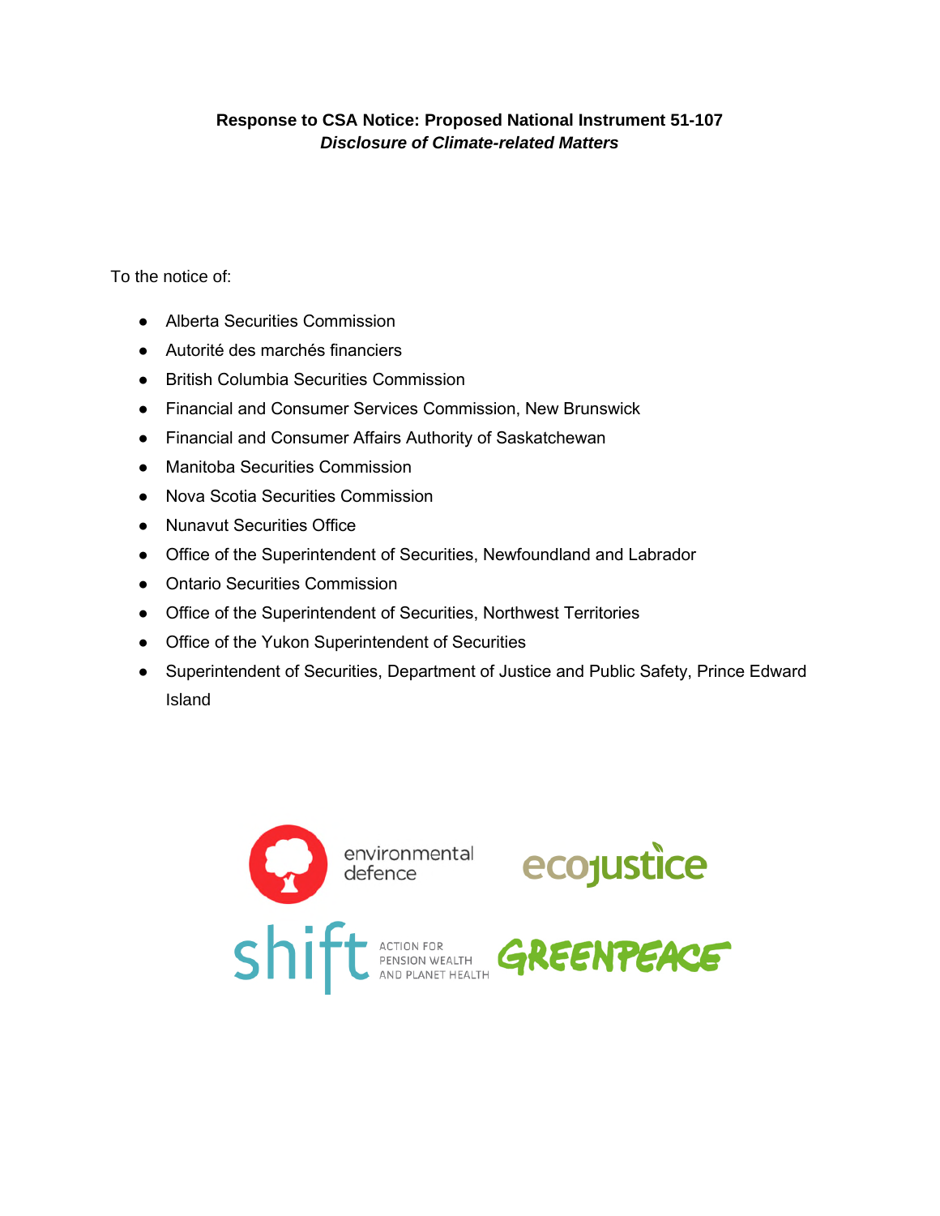**Response to CSA Notice: Proposed National Instrument 51-107**
***Disclosure of Climate-related Matters***

To the notice of:

- Alberta Securities Commission
- Autorité des marchés financiers
- British Columbia Securities Commission
- Financial and Consumer Services Commission, New Brunswick
- Financial and Consumer Affairs Authority of Saskatchewan
- Manitoba Securities Commission
- Nova Scotia Securities Commission
- Nunavut Securities Office
- Office of the Superintendent of Securities, Newfoundland and Labrador
- Ontario Securities Commission
- Office of the Superintendent of Securities, Northwest Territories
- Office of the Yukon Superintendent of Securities
- Superintendent of Securities, Department of Justice and Public Safety, Prince Edward Island

environmental defence

ecojustice

shift ACTION FOR PENSION WEALTH AND PLANET HEALTH

GREENPEACE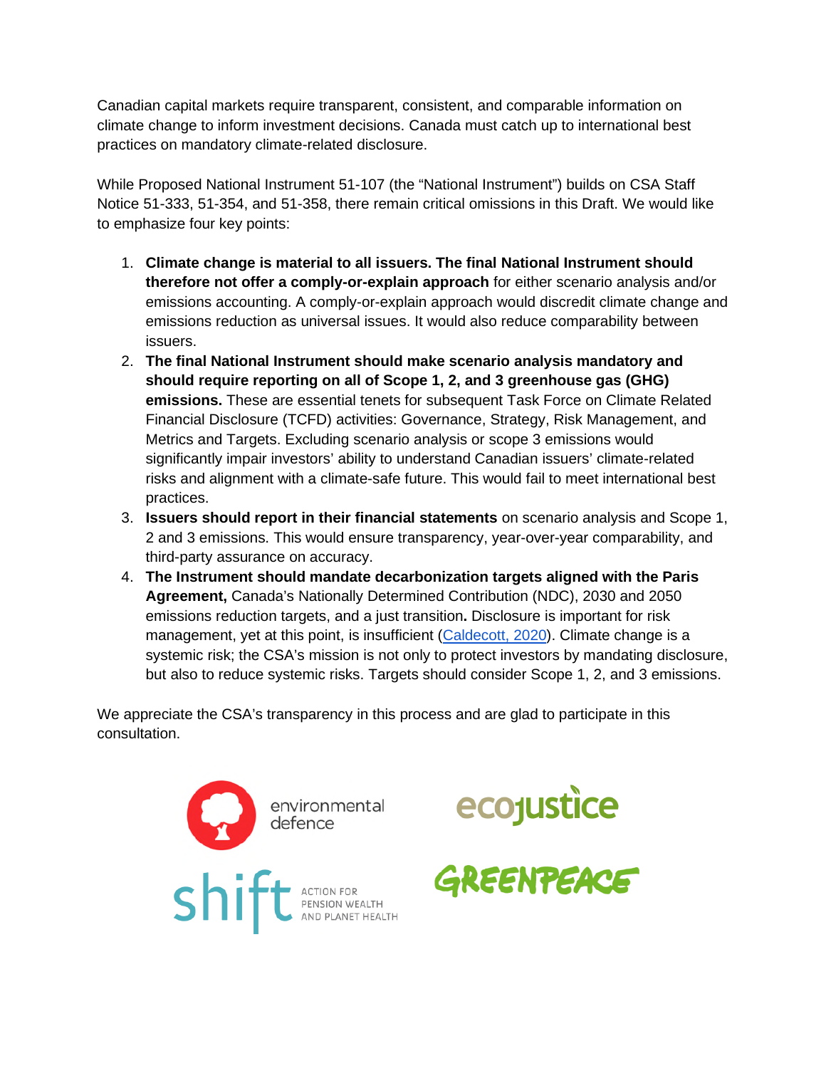Canadian capital markets require transparent, consistent, and comparable information on climate change to inform investment decisions. Canada must catch up to international best practices on mandatory climate-related disclosure.

While Proposed National Instrument 51-107 (the "National Instrument") builds on CSA Staff Notice 51-333, 51-354, and 51-358, there remain critical omissions in this Draft. We would like to emphasize four key points:

1. **Climate change is material to all issuers. The final National Instrument should therefore not offer a comply-or-explain approach** for either scenario analysis and/or emissions accounting. A comply-or-explain approach would discredit climate change and emissions reduction as universal issues. It would also reduce comparability between issuers.
2. **The final National Instrument should make scenario analysis mandatory and should require reporting on all of Scope 1, 2, and 3 greenhouse gas (GHG) emissions.** These are essential tenets for subsequent Task Force on Climate Related Financial Disclosure (TCFD) activities: Governance, Strategy, Risk Management, and Metrics and Targets. Excluding scenario analysis or scope 3 emissions would significantly impair investors' ability to understand Canadian issuers' climate-related risks and alignment with a climate-safe future. This would fail to meet international best practices.
3. **Issuers should report in their financial statements** on scenario analysis and Scope 1, 2 and 3 emissions. This would ensure transparency, year-over-year comparability, and third-party assurance on accuracy.
4. **The Instrument should mandate decarbonization targets aligned with the Paris Agreement,** Canada's Nationally Determined Contribution (NDC), 2030 and 2050 emissions reduction targets, and a just transition**.** Disclosure is important for risk management, yet at this point, is insufficient (Caldecott, 2020). Climate change is a systemic risk; the CSA's mission is not only to protect investors by mandating disclosure, but also to reduce systemic risks. Targets should consider Scope 1, 2, and 3 emissions.

We appreciate the CSA's transparency in this process and are glad to participate in this consultation.

environmental defence

ecojustice

shift ACTION FOR PENSION WEALTH AND PLANET HEALTH

GREENPEACE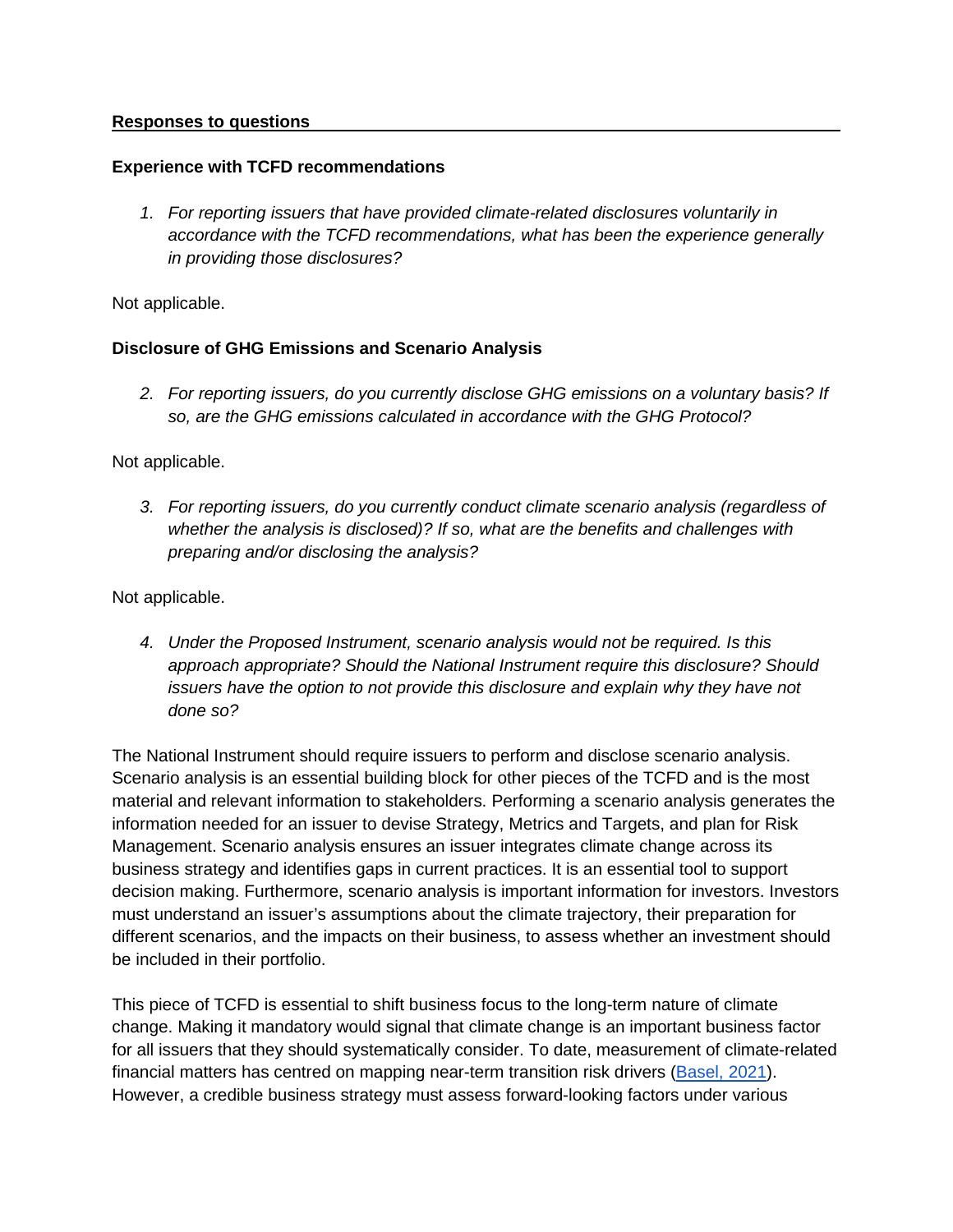**Responses to questions**

**Experience with TCFD recommendations**

1. *For reporting issuers that have provided climate-related disclosures voluntarily in accordance with the TCFD recommendations, what has been the experience generally in providing those disclosures?*

Not applicable.

**Disclosure of GHG Emissions and Scenario Analysis**

2. *For reporting issuers, do you currently disclose GHG emissions on a voluntary basis? If so, are the GHG emissions calculated in accordance with the GHG Protocol?*

Not applicable.

3. *For reporting issuers, do you currently conduct climate scenario analysis (regardless of whether the analysis is disclosed)? If so, what are the benefits and challenges with preparing and/or disclosing the analysis?*

Not applicable.

4. *Under the Proposed Instrument, scenario analysis would not be required. Is this approach appropriate? Should the National Instrument require this disclosure? Should issuers have the option to not provide this disclosure and explain why they have not done so?*

The National Instrument should require issuers to perform and disclose scenario analysis. Scenario analysis is an essential building block for other pieces of the TCFD and is the most material and relevant information to stakeholders. Performing a scenario analysis generates the information needed for an issuer to devise Strategy, Metrics and Targets, and plan for Risk Management. Scenario analysis ensures an issuer integrates climate change across its business strategy and identifies gaps in current practices. It is an essential tool to support decision making. Furthermore, scenario analysis is important information for investors. Investors must understand an issuer's assumptions about the climate trajectory, their preparation for different scenarios, and the impacts on their business, to assess whether an investment should be included in their portfolio.

This piece of TCFD is essential to shift business focus to the long-term nature of climate change. Making it mandatory would signal that climate change is an important business factor for all issuers that they should systematically consider. To date, measurement of climate-related financial matters has centred on mapping near-term transition risk drivers (Basel, 2021). However, a credible business strategy must assess forward-looking factors under various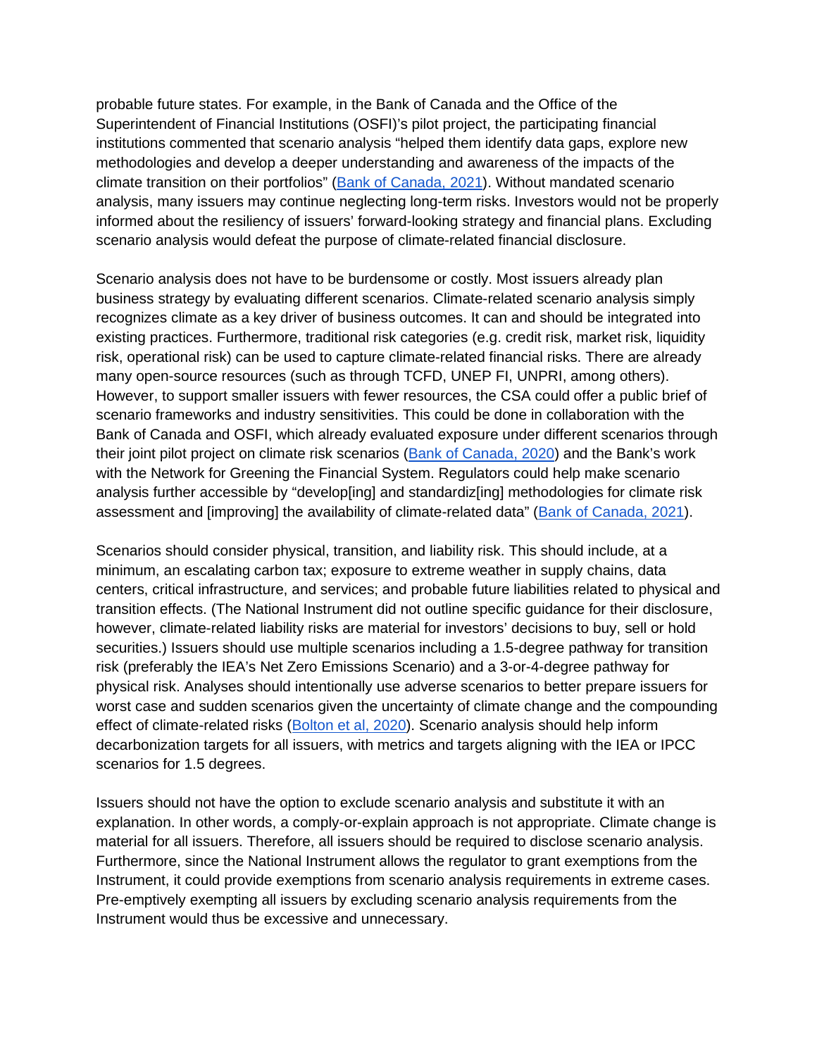probable future states. For example, in the Bank of Canada and the Office of the Superintendent of Financial Institutions (OSFI)'s pilot project, the participating financial institutions commented that scenario analysis "helped them identify data gaps, explore new methodologies and develop a deeper understanding and awareness of the impacts of the climate transition on their portfolios" (Bank of Canada, 2021). Without mandated scenario analysis, many issuers may continue neglecting long-term risks. Investors would not be properly informed about the resiliency of issuers' forward-looking strategy and financial plans. Excluding scenario analysis would defeat the purpose of climate-related financial disclosure.

Scenario analysis does not have to be burdensome or costly. Most issuers already plan business strategy by evaluating different scenarios. Climate-related scenario analysis simply recognizes climate as a key driver of business outcomes. It can and should be integrated into existing practices. Furthermore, traditional risk categories (e.g. credit risk, market risk, liquidity risk, operational risk) can be used to capture climate-related financial risks. There are already many open-source resources (such as through TCFD, UNEP FI, UNPRI, among others). However, to support smaller issuers with fewer resources, the CSA could offer a public brief of scenario frameworks and industry sensitivities. This could be done in collaboration with the Bank of Canada and OSFI, which already evaluated exposure under different scenarios through their joint pilot project on climate risk scenarios (Bank of Canada, 2020) and the Bank's work with the Network for Greening the Financial System. Regulators could help make scenario analysis further accessible by "develop[ing] and standardiz[ing] methodologies for climate risk assessment and [improving] the availability of climate-related data" (Bank of Canada, 2021).

Scenarios should consider physical, transition, and liability risk. This should include, at a minimum, an escalating carbon tax; exposure to extreme weather in supply chains, data centers, critical infrastructure, and services; and probable future liabilities related to physical and transition effects. (The National Instrument did not outline specific guidance for their disclosure, however, climate-related liability risks are material for investors' decisions to buy, sell or hold securities.) Issuers should use multiple scenarios including a 1.5-degree pathway for transition risk (preferably the IEA's Net Zero Emissions Scenario) and a 3-or-4-degree pathway for physical risk. Analyses should intentionally use adverse scenarios to better prepare issuers for worst case and sudden scenarios given the uncertainty of climate change and the compounding effect of climate-related risks (Bolton et al, 2020). Scenario analysis should help inform decarbonization targets for all issuers, with metrics and targets aligning with the IEA or IPCC scenarios for 1.5 degrees.

Issuers should not have the option to exclude scenario analysis and substitute it with an explanation. In other words, a comply-or-explain approach is not appropriate. Climate change is material for all issuers. Therefore, all issuers should be required to disclose scenario analysis. Furthermore, since the National Instrument allows the regulator to grant exemptions from the Instrument, it could provide exemptions from scenario analysis requirements in extreme cases. Pre-emptively exempting all issuers by excluding scenario analysis requirements from the Instrument would thus be excessive and unnecessary.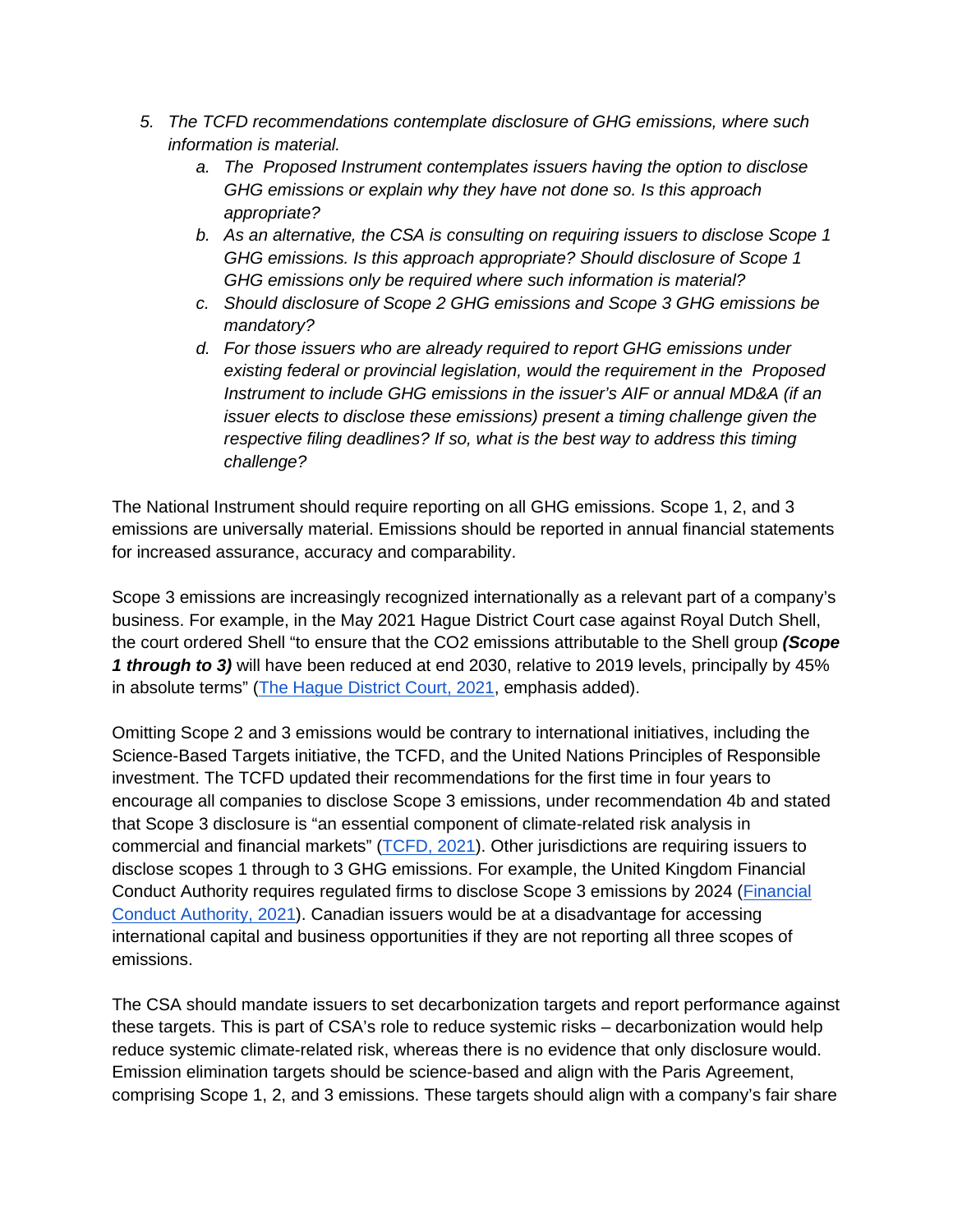5. *The TCFD recommendations contemplate disclosure of GHG emissions, where such information is material.*
    a. *The Proposed Instrument contemplates issuers having the option to disclose GHG emissions or explain why they have not done so. Is this approach appropriate?*
    b. *As an alternative, the CSA is consulting on requiring issuers to disclose Scope 1 GHG emissions. Is this approach appropriate? Should disclosure of Scope 1 GHG emissions only be required where such information is material?*
    c. *Should disclosure of Scope 2 GHG emissions and Scope 3 GHG emissions be mandatory?*
    d. *For those issuers who are already required to report GHG emissions under existing federal or provincial legislation, would the requirement in the Proposed Instrument to include GHG emissions in the issuer's AIF or annual MD&A (if an issuer elects to disclose these emissions) present a timing challenge given the respective filing deadlines? If so, what is the best way to address this timing challenge?*

The National Instrument should require reporting on all GHG emissions. Scope 1, 2, and 3 emissions are universally material. Emissions should be reported in annual financial statements for increased assurance, accuracy and comparability.

Scope 3 emissions are increasingly recognized internationally as a relevant part of a company's business. For example, in the May 2021 Hague District Court case against Royal Dutch Shell, the court ordered Shell "to ensure that the CO2 emissions attributable to the Shell group ***(Scope 1 through to 3)*** will have been reduced at end 2030, relative to 2019 levels, principally by 45% in absolute terms" ([The Hague District Court, 2021](), emphasis added).

Omitting Scope 2 and 3 emissions would be contrary to international initiatives, including the Science-Based Targets initiative, the TCFD, and the United Nations Principles of Responsible investment. The TCFD updated their recommendations for the first time in four years to encourage all companies to disclose Scope 3 emissions, under recommendation 4b and stated that Scope 3 disclosure is "an essential component of climate-related risk analysis in commercial and financial markets" ([TCFD, 2021]()). Other jurisdictions are requiring issuers to disclose scopes 1 through to 3 GHG emissions. For example, the United Kingdom Financial Conduct Authority requires regulated firms to disclose Scope 3 emissions by 2024 ([Financial Conduct Authority, 2021]()). Canadian issuers would be at a disadvantage for accessing international capital and business opportunities if they are not reporting all three scopes of emissions.

The CSA should mandate issuers to set decarbonization targets and report performance against these targets. This is part of CSA's role to reduce systemic risks – decarbonization would help reduce systemic climate-related risk, whereas there is no evidence that only disclosure would. Emission elimination targets should be science-based and align with the Paris Agreement, comprising Scope 1, 2, and 3 emissions. These targets should align with a company's fair share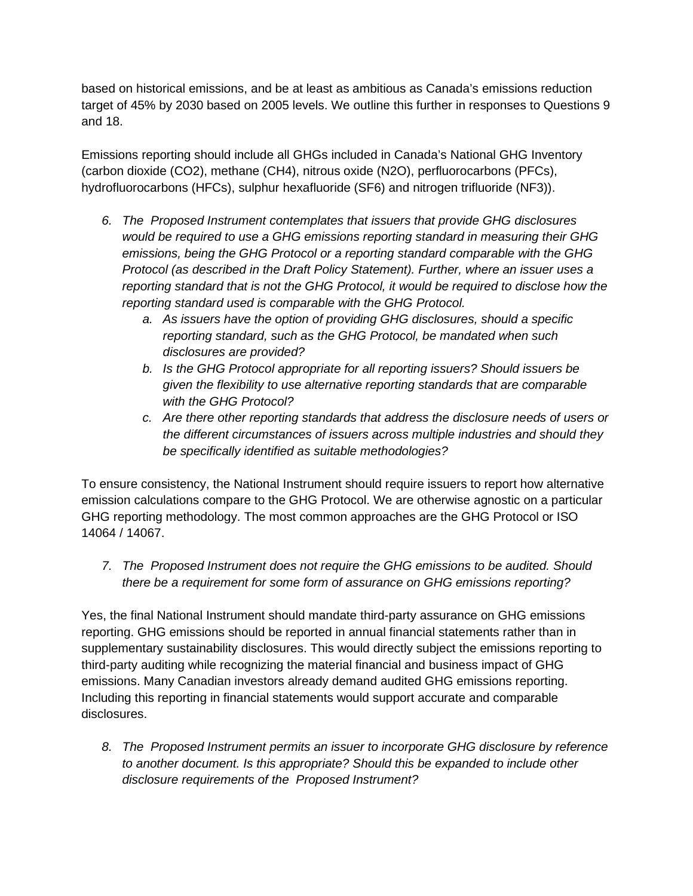based on historical emissions, and be at least as ambitious as Canada's emissions reduction target of 45% by 2030 based on 2005 levels. We outline this further in responses to Questions 9 and 18.

Emissions reporting should include all GHGs included in Canada's National GHG Inventory (carbon dioxide ($CO_2$), methane ($CH_4$), nitrous oxide ($N_2O$), perfluorocarbons (PFCs), hydrofluorocarbons (HFCs), sulphur hexafluoride ($SF_6$) and nitrogen trifluoride ($NF_3$)).

6. *The Proposed Instrument contemplates that issuers that provide GHG disclosures would be required to use a GHG emissions reporting standard in measuring their GHG emissions, being the GHG Protocol or a reporting standard comparable with the GHG Protocol (as described in the Draft Policy Statement). Further, where an issuer uses a reporting standard that is not the GHG Protocol, it would be required to disclose how the reporting standard used is comparable with the GHG Protocol.*
   a. *As issuers have the option of providing GHG disclosures, should a specific reporting standard, such as the GHG Protocol, be mandated when such disclosures are provided?*
   b. *Is the GHG Protocol appropriate for all reporting issuers? Should issuers be given the flexibility to use alternative reporting standards that are comparable with the GHG Protocol?*
   c. *Are there other reporting standards that address the disclosure needs of users or the different circumstances of issuers across multiple industries and should they be specifically identified as suitable methodologies?*

To ensure consistency, the National Instrument should require issuers to report how alternative emission calculations compare to the GHG Protocol. We are otherwise agnostic on a particular GHG reporting methodology. The most common approaches are the GHG Protocol or ISO 14064 / 14067.

7. *The Proposed Instrument does not require the GHG emissions to be audited. Should there be a requirement for some form of assurance on GHG emissions reporting?*

Yes, the final National Instrument should mandate third-party assurance on GHG emissions reporting. GHG emissions should be reported in annual financial statements rather than in supplementary sustainability disclosures. This would directly subject the emissions reporting to third-party auditing while recognizing the material financial and business impact of GHG emissions. Many Canadian investors already demand audited GHG emissions reporting. Including this reporting in financial statements would support accurate and comparable disclosures.

8. *The Proposed Instrument permits an issuer to incorporate GHG disclosure by reference to another document. Is this appropriate? Should this be expanded to include other disclosure requirements of the Proposed Instrument?*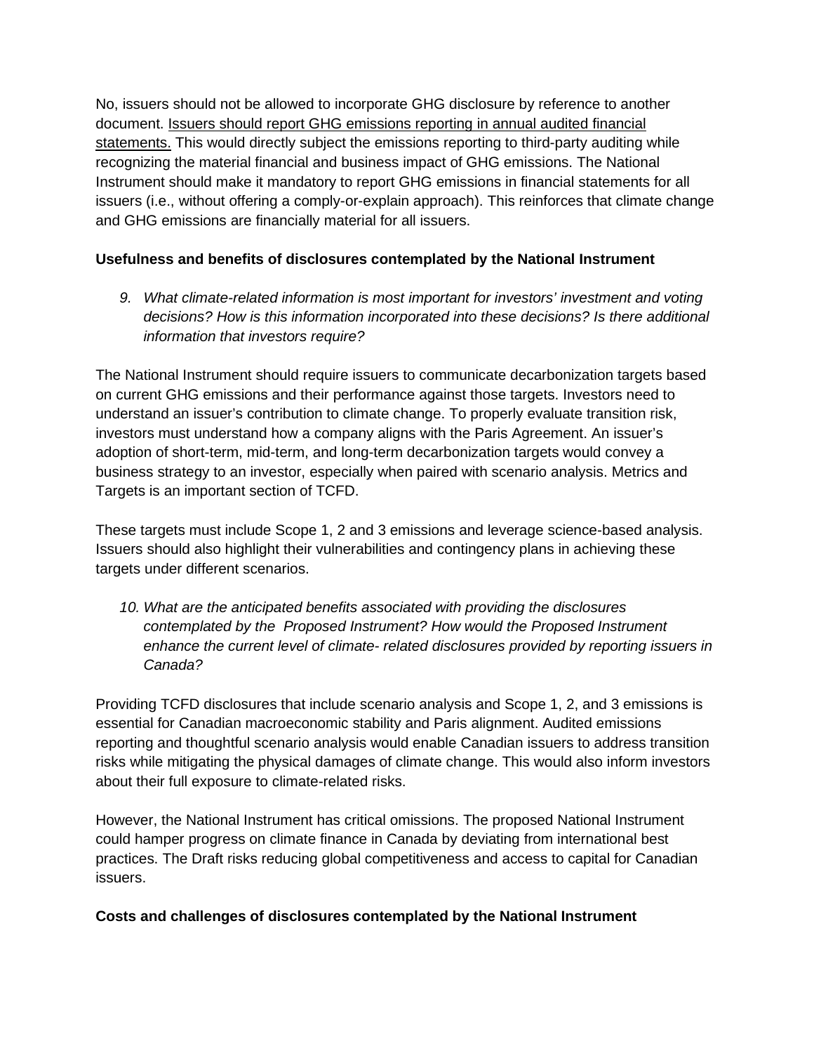No, issuers should not be allowed to incorporate GHG disclosure by reference to another document. <u>Issuers should report GHG emissions reporting in annual audited financial statements.</u> This would directly subject the emissions reporting to third-party auditing while recognizing the material financial and business impact of GHG emissions. The National Instrument should make it mandatory to report GHG emissions in financial statements for all issuers (i.e., without offering a comply-or-explain approach). This reinforces that climate change and GHG emissions are financially material for all issuers.

**Usefulness and benefits of disclosures contemplated by the National Instrument**

9. *What climate-related information is most important for investors' investment and voting decisions? How is this information incorporated into these decisions? Is there additional information that investors require?*

The National Instrument should require issuers to communicate decarbonization targets based on current GHG emissions and their performance against those targets. Investors need to understand an issuer's contribution to climate change. To properly evaluate transition risk, investors must understand how a company aligns with the Paris Agreement. An issuer's adoption of short-term, mid-term, and long-term decarbonization targets would convey a business strategy to an investor, especially when paired with scenario analysis. Metrics and Targets is an important section of TCFD.

These targets must include Scope 1, 2 and 3 emissions and leverage science-based analysis. Issuers should also highlight their vulnerabilities and contingency plans in achieving these targets under different scenarios.

10. *What are the anticipated benefits associated with providing the disclosures contemplated by the Proposed Instrument? How would the Proposed Instrument enhance the current level of climate- related disclosures provided by reporting issuers in Canada?*

Providing TCFD disclosures that include scenario analysis and Scope 1, 2, and 3 emissions is essential for Canadian macroeconomic stability and Paris alignment. Audited emissions reporting and thoughtful scenario analysis would enable Canadian issuers to address transition risks while mitigating the physical damages of climate change. This would also inform investors about their full exposure to climate-related risks.

However, the National Instrument has critical omissions. The proposed National Instrument could hamper progress on climate finance in Canada by deviating from international best practices. The Draft risks reducing global competitiveness and access to capital for Canadian issuers.

**Costs and challenges of disclosures contemplated by the National Instrument**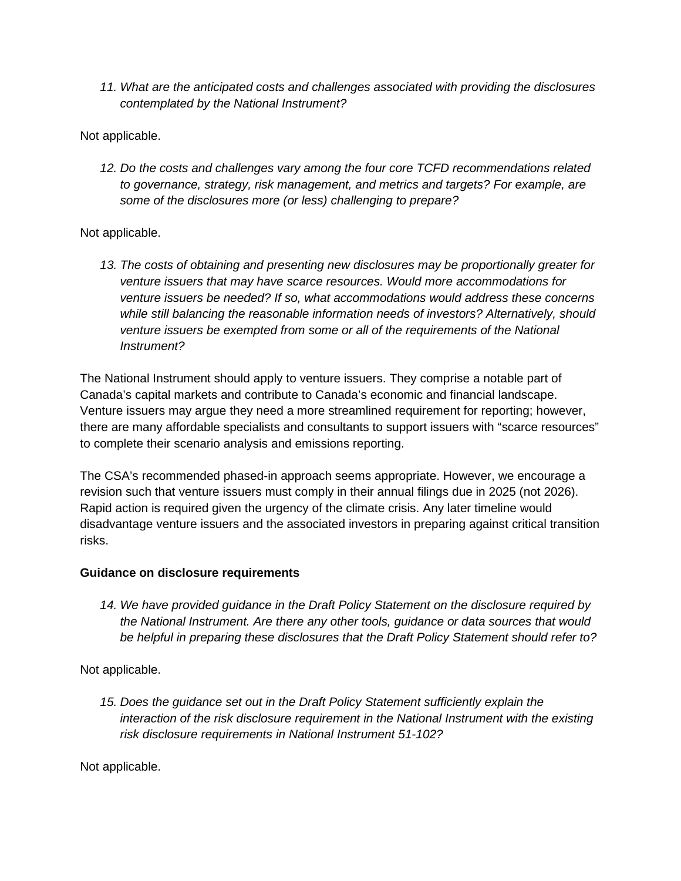11. *What are the anticipated costs and challenges associated with providing the disclosures contemplated by the National Instrument?*

Not applicable.

12. *Do the costs and challenges vary among the four core TCFD recommendations related to governance, strategy, risk management, and metrics and targets? For example, are some of the disclosures more (or less) challenging to prepare?*

Not applicable.

13. *The costs of obtaining and presenting new disclosures may be proportionally greater for venture issuers that may have scarce resources. Would more accommodations for venture issuers be needed? If so, what accommodations would address these concerns while still balancing the reasonable information needs of investors? Alternatively, should venture issuers be exempted from some or all of the requirements of the National Instrument?*

The National Instrument should apply to venture issuers. They comprise a notable part of Canada's capital markets and contribute to Canada's economic and financial landscape. Venture issuers may argue they need a more streamlined requirement for reporting; however, there are many affordable specialists and consultants to support issuers with "scarce resources" to complete their scenario analysis and emissions reporting.

The CSA's recommended phased-in approach seems appropriate. However, we encourage a revision such that venture issuers must comply in their annual filings due in 2025 (not 2026). Rapid action is required given the urgency of the climate crisis. Any later timeline would disadvantage venture issuers and the associated investors in preparing against critical transition risks.

**Guidance on disclosure requirements**

14. *We have provided guidance in the Draft Policy Statement on the disclosure required by the National Instrument. Are there any other tools, guidance or data sources that would be helpful in preparing these disclosures that the Draft Policy Statement should refer to?*

Not applicable.

15. *Does the guidance set out in the Draft Policy Statement sufficiently explain the interaction of the risk disclosure requirement in the National Instrument with the existing risk disclosure requirements in National Instrument 51-102?*

Not applicable.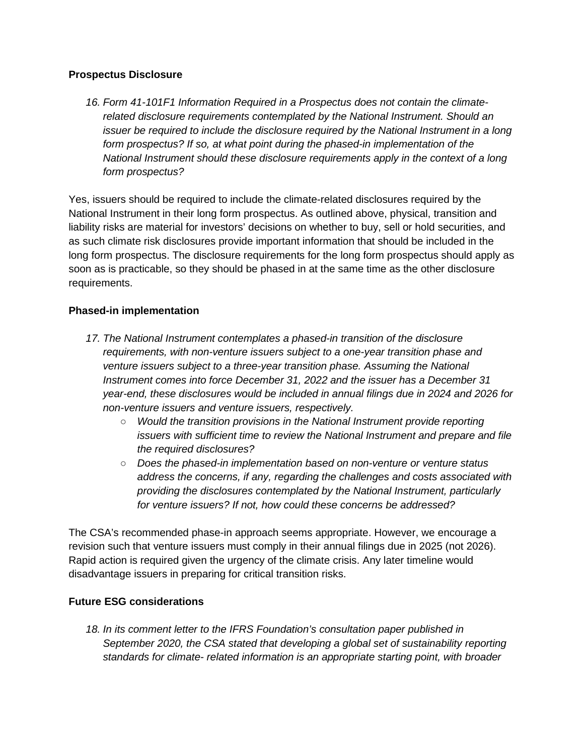**Prospectus Disclosure**

16. *Form 41-101F1 Information Required in a Prospectus does not contain the climate-related disclosure requirements contemplated by the National Instrument. Should an issuer be required to include the disclosure required by the National Instrument in a long form prospectus? If so, at what point during the phased-in implementation of the National Instrument should these disclosure requirements apply in the context of a long form prospectus?*

Yes, issuers should be required to include the climate-related disclosures required by the National Instrument in their long form prospectus. As outlined above, physical, transition and liability risks are material for investors' decisions on whether to buy, sell or hold securities, and as such climate risk disclosures provide important information that should be included in the long form prospectus. The disclosure requirements for the long form prospectus should apply as soon as is practicable, so they should be phased in at the same time as the other disclosure requirements.

**Phased-in implementation**

17. *The National Instrument contemplates a phased-in transition of the disclosure requirements, with non-venture issuers subject to a one-year transition phase and venture issuers subject to a three-year transition phase. Assuming the National Instrument comes into force December 31, 2022 and the issuer has a December 31 year-end, these disclosures would be included in annual filings due in 2024 and 2026 for non-venture issuers and venture issuers, respectively.*
    - *Would the transition provisions in the National Instrument provide reporting issuers with sufficient time to review the National Instrument and prepare and file the required disclosures?*
    - *Does the phased-in implementation based on non-venture or venture status address the concerns, if any, regarding the challenges and costs associated with providing the disclosures contemplated by the National Instrument, particularly for venture issuers? If not, how could these concerns be addressed?*

The CSA's recommended phase-in approach seems appropriate. However, we encourage a revision such that venture issuers must comply in their annual filings due in 2025 (not 2026). Rapid action is required given the urgency of the climate crisis. Any later timeline would disadvantage issuers in preparing for critical transition risks.

**Future ESG considerations**

18. *In its comment letter to the IFRS Foundation's consultation paper published in September 2020, the CSA stated that developing a global set of sustainability reporting standards for climate- related information is an appropriate starting point, with broader*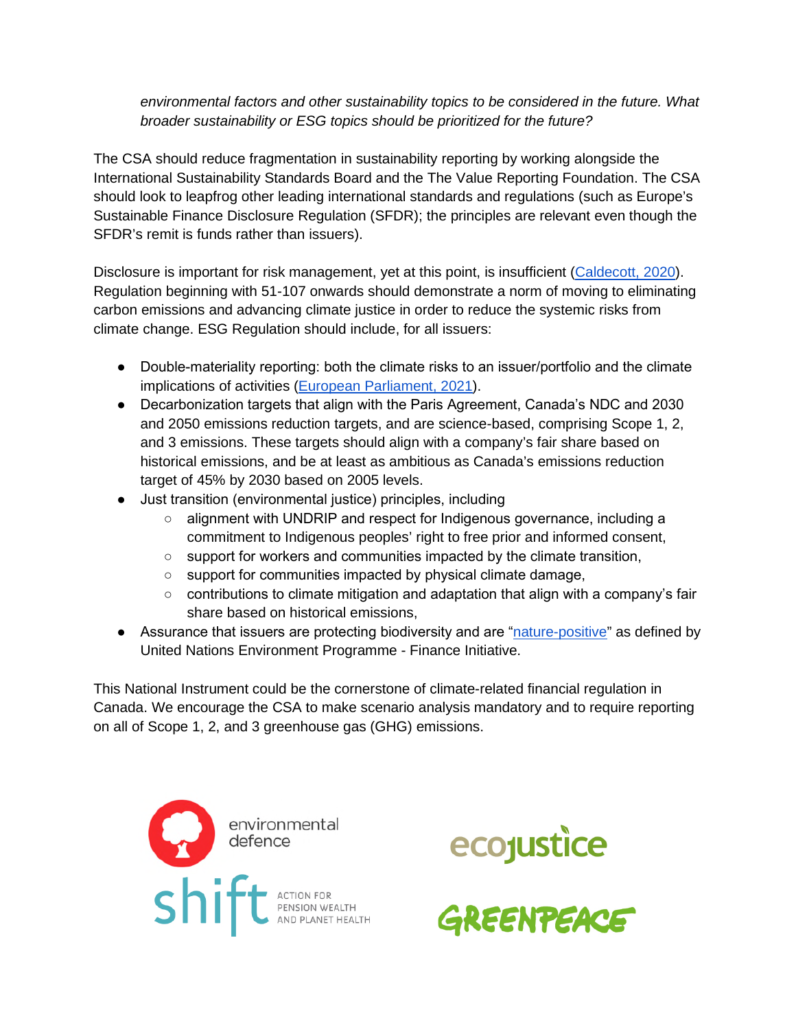*environmental factors and other sustainability topics to be considered in the future. What broader sustainability or ESG topics should be prioritized for the future?*

The CSA should reduce fragmentation in sustainability reporting by working alongside the International Sustainability Standards Board and the The Value Reporting Foundation. The CSA should look to leapfrog other leading international standards and regulations (such as Europe's Sustainable Finance Disclosure Regulation (SFDR); the principles are relevant even though the SFDR's remit is funds rather than issuers).

Disclosure is important for risk management, yet at this point, is insufficient (Caldecott, 2020). Regulation beginning with 51-107 onwards should demonstrate a norm of moving to eliminating carbon emissions and advancing climate justice in order to reduce the systemic risks from climate change. ESG Regulation should include, for all issuers:

- Double-materiality reporting: both the climate risks to an issuer/portfolio and the climate implications of activities (European Parliament, 2021).
- Decarbonization targets that align with the Paris Agreement, Canada's NDC and 2030 and 2050 emissions reduction targets, and are science-based, comprising Scope 1, 2, and 3 emissions. These targets should align with a company's fair share based on historical emissions, and be at least as ambitious as Canada's emissions reduction target of 45% by 2030 based on 2005 levels.
- Just transition (environmental justice) principles, including
  - alignment with UNDRIP and respect for Indigenous governance, including a commitment to Indigenous peoples' right to free prior and informed consent,
  - support for workers and communities impacted by the climate transition,
  - support for communities impacted by physical climate damage,
  - contributions to climate mitigation and adaptation that align with a company's fair share based on historical emissions,
- Assurance that issuers are protecting biodiversity and are "nature-positive" as defined by United Nations Environment Programme - Finance Initiative.

This National Instrument could be the cornerstone of climate-related financial regulation in Canada. We encourage the CSA to make scenario analysis mandatory and to require reporting on all of Scope 1, 2, and 3 greenhouse gas (GHG) emissions.

environmental defence

ecojustice

shift ACTION FOR PENSION WEALTH AND PLANET HEALTH

GREENPEACE